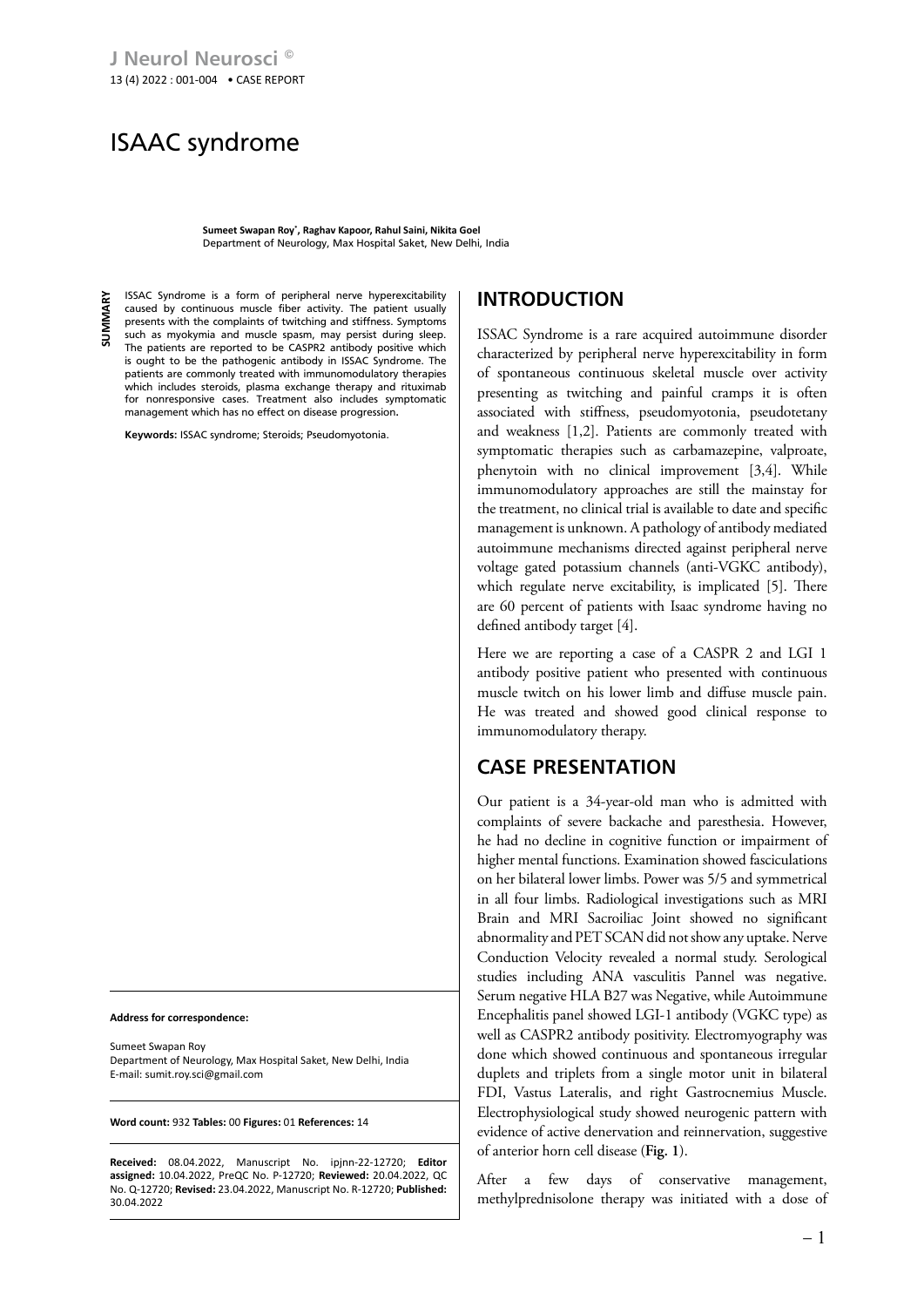# ISAAC syndrome

**Sumeet Swapan Roy*, Raghav Kapoor, Rahul Saini, Nikita Goel**
Department of Neurology, Max Hospital Saket, New Delhi, India

**SUMMARY**

ISSAC Syndrome is a form of peripheral nerve hyperexcitability caused by continuous muscle fiber activity. The patient usually presents with the complaints of twitching and stiffness. Symptoms such as myokymia and muscle spasm, may persist during sleep. The patients are reported to be CASPR2 antibody positive which is ought to be the pathogenic antibody in ISSAC Syndrome. The patients are commonly treated with immunomodulatory therapies which includes steroids, plasma exchange therapy and rituximab for nonresponsive cases. Treatment also includes symptomatic management which has no effect on disease progression.

**Keywords:** ISSAC syndrome; Steroids; Pseudomyotonia.

**Address for correspondence:**

Sumeet Swapan Roy
Department of Neurology, Max Hospital Saket, New Delhi, India
E-mail: sumit.roy.sci@gmail.com

**Word count:** 932 **Tables:** 00 **Figures:** 01 **References:** 14

**Received:** 08.04.2022, Manuscript No. ipjnn-22-12720; **Editor assigned:** 10.04.2022, PreQC No. P-12720; **Reviewed:** 20.04.2022, QC No. Q-12720; **Revised:** 23.04.2022, Manuscript No. R-12720; **Published:** 30.04.2022

## INTRODUCTION

ISSAC Syndrome is a rare acquired autoimmune disorder characterized by peripheral nerve hyperexcitability in form of spontaneous continuous skeletal muscle over activity presenting as twitching and painful cramps it is often associated with stiffness, pseudomyotonia, pseudotetany and weakness [1,2]. Patients are commonly treated with symptomatic therapies such as carbamazepine, valproate, phenytoin with no clinical improvement [3,4]. While immunomodulatory approaches are still the mainstay for the treatment, no clinical trial is available to date and specific management is unknown. A pathology of antibody mediated autoimmune mechanisms directed against peripheral nerve voltage gated potassium channels (anti-VGKC antibody), which regulate nerve excitability, is implicated [5]. There are 60 percent of patients with Isaac syndrome having no defined antibody target [4].

Here we are reporting a case of a CASPR 2 and LGI 1 antibody positive patient who presented with continuous muscle twitch on his lower limb and diffuse muscle pain. He was treated and showed good clinical response to immunomodulatory therapy.

## CASE PRESENTATION

Our patient is a 34-year-old man who is admitted with complaints of severe backache and paresthesia. However, he had no decline in cognitive function or impairment of higher mental functions. Examination showed fasciculations on her bilateral lower limbs. Power was 5/5 and symmetrical in all four limbs. Radiological investigations such as MRI Brain and MRI Sacroiliac Joint showed no significant abnormality and PET SCAN did not show any uptake. Nerve Conduction Velocity revealed a normal study. Serological studies including ANA vasculitis Pannel was negative. Serum negative HLA B27 was Negative, while Autoimmune Encephalitis panel showed LGI-1 antibody (VGKC type) as well as CASPR2 antibody positivity. Electromyography was done which showed continuous and spontaneous irregular duplets and triplets from a single motor unit in bilateral FDI, Vastus Lateralis, and right Gastrocnemius Muscle. Electrophysiological study showed neurogenic pattern with evidence of active denervation and reinnervation, suggestive of anterior horn cell disease (**Fig. 1**).

After a few days of conservative management, methylprednisolone therapy was initiated with a dose of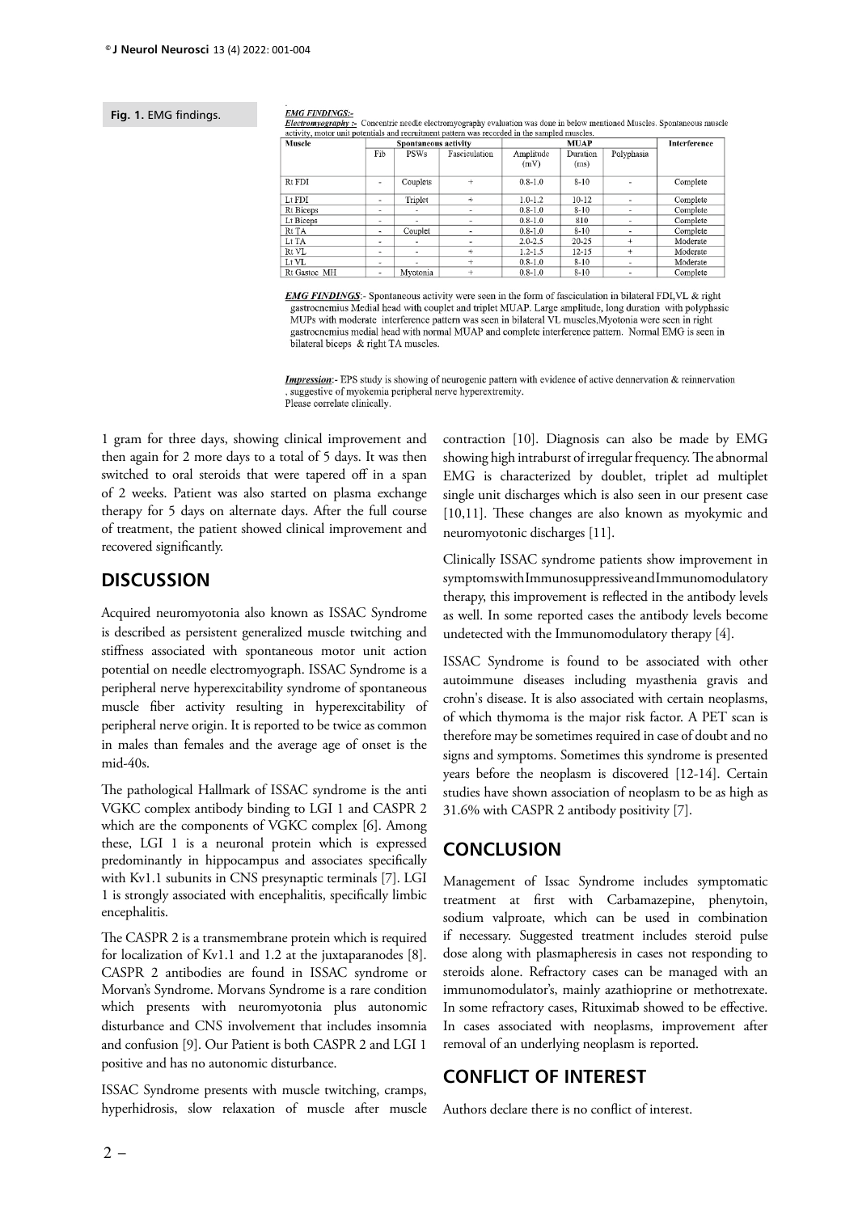Fig. 1. EMG findings.

***EMG FINDINGS:-***

***Electromyography :-*** Concentric needle electromyography evaluation was done in below mentioned Muscles. Spontaneous muscle activity, motor unit potentials and recruitment pattern was recorded in the sampled muscles.

| Muscle | Spontaneous activity | | | MUAP | | | Interference |
|---|---|---|---|---|---|---|---|
| | Fib | PSWs | Fasciculation | Amplitude (mV) | Duration (ms) | Polyphasia | |
| Rt FDI | - | Couplets | + | 0.8-1.0 | 8-10 | - | Complete |
| Lt FDI | - | Triplet | + | 1.0-1.2 | 10-12 | - | Complete |
| Rt Biceps | - | - | - | 0.8-1.0 | 8-10 | - | Complete |
| Lt Biceps | - | - | - | 0.8-1.0 | 810 | - | Complete |
| Rt TA | - | Couplet | - | 0.8-1.0 | 8-10 | - | Complete |
| Lt TA | - | - | - | 2.0-2.5 | 20-25 | + | Moderate |
| Rt VL | - | - | + | 1.2-1.5 | 12-15 | + | Moderate |
| Lt VL | - | - | + | 0.8-1.0 | 8-10 | - | Moderate |
| Rt Gastoc MH | - | Myotonia | + | 0.8-1.0 | 8-10 | - | Complete |

***EMG FINDINGS***:- Spontaneous activity were seen in the form of fasciculation in bilateral FDI,VL & right gastrocnemius Medial head with couplet and triplet MUAP. Large amplitude, long duration with polyphasic MUPs with moderate interference pattern was seen in bilateral VL muscles,Myotonia were seen in right gastrocnemius medial head with normal MUAP and complete interference pattern. Normal EMG is seen in bilateral biceps & right TA muscles.

***Impression***:- EPS study is showing of neurogenic pattern with evidence of active dennervation & reinnervation , suggestive of myokemia peripheral nerve hyperextremity.
Please correlate clinically.

1 gram for three days, showing clinical improvement and then again for 2 more days to a total of 5 days. It was then switched to oral steroids that were tapered off in a span of 2 weeks. Patient was also started on plasma exchange therapy for 5 days on alternate days. After the full course of treatment, the patient showed clinical improvement and recovered significantly.

## DISCUSSION

Acquired neuromyotonia also known as ISSAC Syndrome is described as persistent generalized muscle twitching and stiffness associated with spontaneous motor unit action potential on needle electromyograph. ISSAC Syndrome is a peripheral nerve hyperexcitability syndrome of spontaneous muscle fiber activity resulting in hyperexcitability of peripheral nerve origin. It is reported to be twice as common in males than females and the average age of onset is the mid-40s.

The pathological Hallmark of ISSAC syndrome is the anti VGKC complex antibody binding to LGI 1 and CASPR 2 which are the components of VGKC complex [6]. Among these, LGI 1 is a neuronal protein which is expressed predominantly in hippocampus and associates specifically with Kv1.1 subunits in CNS presynaptic terminals [7]. LGI 1 is strongly associated with encephalitis, specifically limbic encephalitis.

The CASPR 2 is a transmembrane protein which is required for localization of Kv1.1 and 1.2 at the juxtaparanodes [8]. CASPR 2 antibodies are found in ISSAC syndrome or Morvan's Syndrome. Morvans Syndrome is a rare condition which presents with neuromyotonia plus autonomic disturbance and CNS involvement that includes insomnia and confusion [9]. Our Patient is both CASPR 2 and LGI 1 positive and has no autonomic disturbance.

ISSAC Syndrome presents with muscle twitching, cramps, hyperhidrosis, slow relaxation of muscle after muscle contraction [10]. Diagnosis can also be made by EMG showing high intraburst of irregular frequency. The abnormal EMG is characterized by doublet, triplet ad multiplet single unit discharges which is also seen in our present case [10,11]. These changes are also known as myokymic and neuromyotonic discharges [11].

Clinically ISSAC syndrome patients show improvement in symptoms with Immunosuppressive and Immunomodulatory therapy, this improvement is reflected in the antibody levels as well. In some reported cases the antibody levels become undetected with the Immunomodulatory therapy [4].

ISSAC Syndrome is found to be associated with other autoimmune diseases including myasthenia gravis and crohn's disease. It is also associated with certain neoplasms, of which thymoma is the major risk factor. A PET scan is therefore may be sometimes required in case of doubt and no signs and symptoms. Sometimes this syndrome is presented years before the neoplasm is discovered [12-14]. Certain studies have shown association of neoplasm to be as high as 31.6% with CASPR 2 antibody positivity [7].

## CONCLUSION

Management of Issac Syndrome includes symptomatic treatment at first with Carbamazepine, phenytoin, sodium valproate, which can be used in combination if necessary. Suggested treatment includes steroid pulse dose along with plasmapheresis in cases not responding to steroids alone. Refractory cases can be managed with an immunomodulator's, mainly azathioprine or methotrexate. In some refractory cases, Rituximab showed to be effective. In cases associated with neoplasms, improvement after removal of an underlying neoplasm is reported.

## CONFLICT OF INTEREST

Authors declare there is no conflict of interest.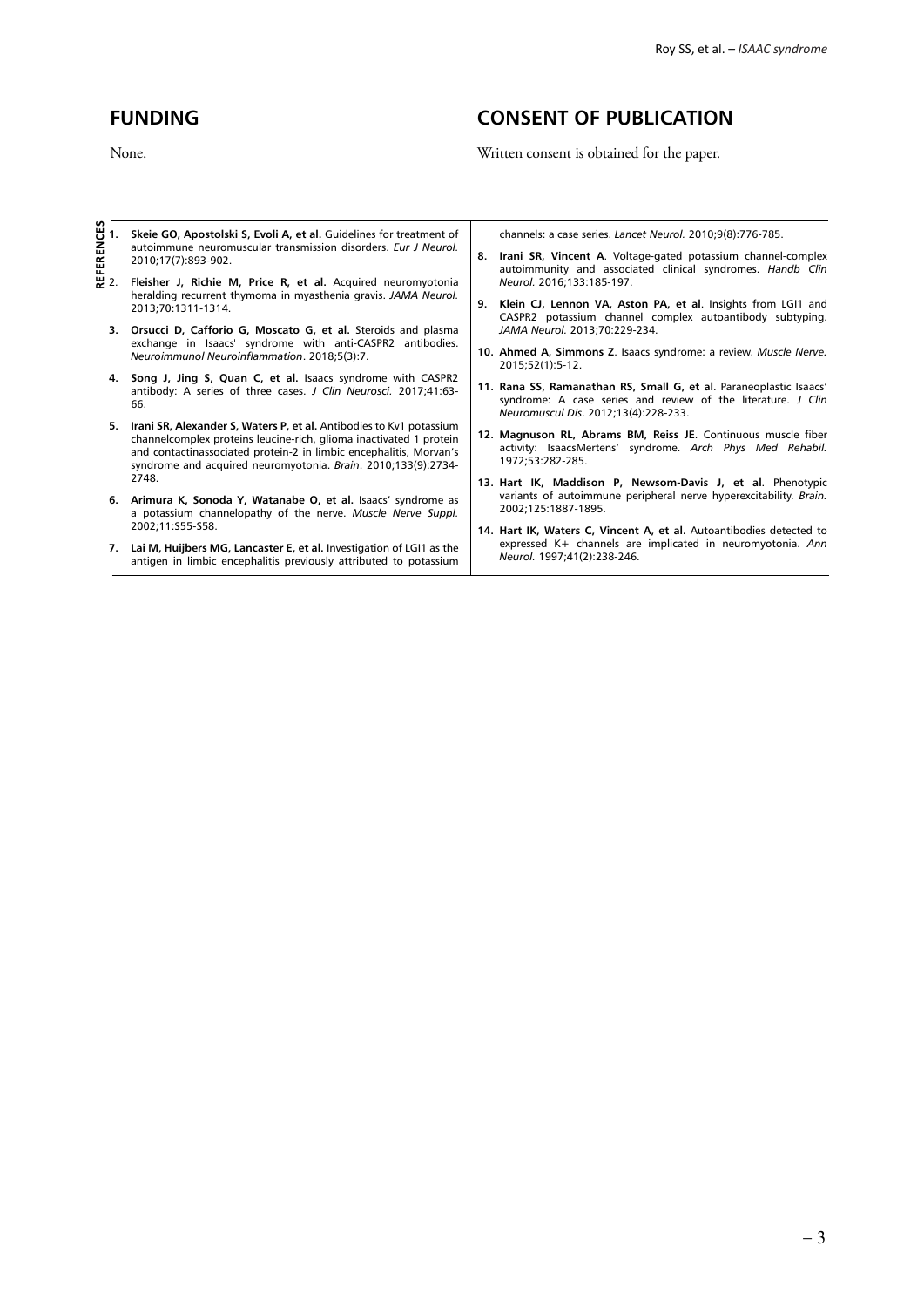## FUNDING

None.

## CONSENT OF PUBLICATION

Written consent is obtained for the paper.

## REFERENCES

1. **Skeie GO, Apostolski S, Evoli A, et al.** Guidelines for treatment of autoimmune neuromuscular transmission disorders. *Eur J Neurol.* 2010;17(7):893-902.
2. Fl**eisher J, Richie M, Price R, et al.** Acquired neuromyotonia heralding recurrent thymoma in myasthenia gravis. *JAMA Neurol.* 2013;70:1311-1314.
3. **Orsucci D, Cafforio G, Moscato G, et al.** Steroids and plasma exchange in Isaacs' syndrome with anti-CASPR2 antibodies. *Neuroimmunol Neuroinflammation*. 2018;5(3):7.
4. **Song J, Jing S, Quan C, et al.** Isaacs syndrome with CASPR2 antibody: A series of three cases. *J Clin Neurosci.* 2017;41:63-66.
5. **Irani SR, Alexander S, Waters P, et al.** Antibodies to Kv1 potassium channelcomplex proteins leucine-rich, glioma inactivated 1 protein and contactinassociated protein-2 in limbic encephalitis, Morvan's syndrome and acquired neuromyotonia. *Brain*. 2010;133(9):2734-2748.
6. **Arimura K, Sonoda Y, Watanabe O, et al.** Isaacs' syndrome as a potassium channelopathy of the nerve. *Muscle Nerve Suppl.* 2002;11:S55-S58.
7. **Lai M, Huijbers MG, Lancaster E, et al.** Investigation of LGI1 as the antigen in limbic encephalitis previously attributed to potassium channels: a case series. *Lancet Neurol.* 2010;9(8):776-785.
8. **Irani SR, Vincent A**. Voltage-gated potassium channel-complex autoimmunity and associated clinical syndromes. *Handb Clin Neurol.* 2016;133:185-197.
9. **Klein CJ, Lennon VA, Aston PA, et al**. Insights from LGI1 and CASPR2 potassium channel complex autoantibody subtyping. *JAMA Neurol.* 2013;70:229-234.
10. **Ahmed A, Simmons Z**. Isaacs syndrome: a review. *Muscle Nerve.* 2015;52(1):5-12.
11. **Rana SS, Ramanathan RS, Small G, et al**. Paraneoplastic Isaacs' syndrome: A case series and review of the literature. *J Clin Neuromuscul Dis*. 2012;13(4):228-233.
12. **Magnuson RL, Abrams BM, Reiss JE**. Continuous muscle fiber activity: IsaacsMertens' syndrome. *Arch Phys Med Rehabil.* 1972;53:282-285.
13. **Hart IK, Maddison P, Newsom-Davis J, et al**. Phenotypic variants of autoimmune peripheral nerve hyperexcitability. *Brain.* 2002;125:1887-1895.
14. **Hart IK, Waters C, Vincent A, et al.** Autoantibodies detected to expressed K+ channels are implicated in neuromyotonia. *Ann Neurol.* 1997;41(2):238-246.